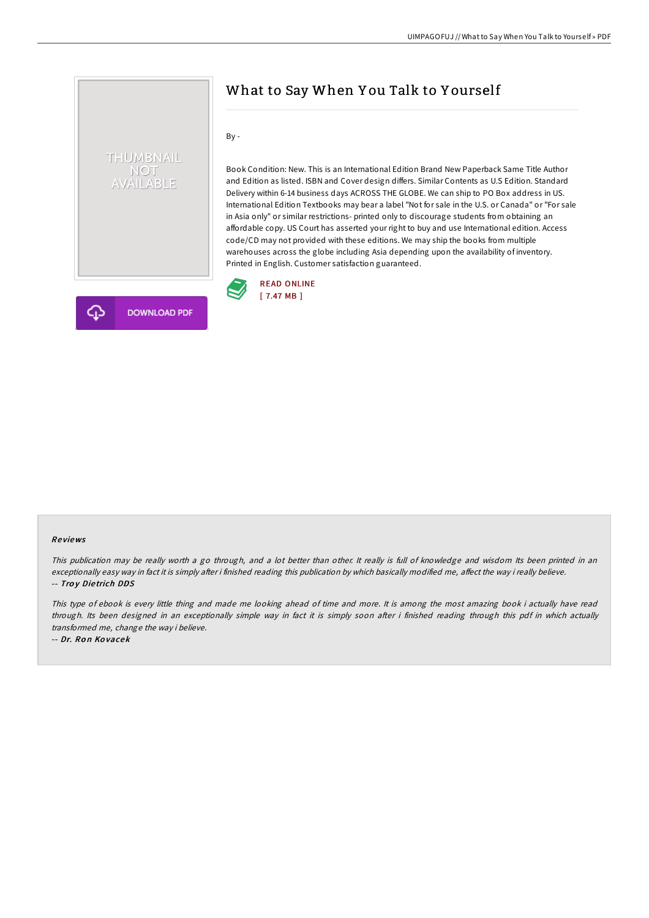# What to Say When You Talk to Yourself

By -

Book Condition: New. This is an International Edition Brand New Paperback Same Title Author and Edition as listed. ISBN and Cover design differs. Similar Contents as U.S Edition. Standard Delivery within 6-14 business days ACROSS THE GLOBE. We can ship to PO Box address in US. International Edition Textbooks may bear a label "Not for sale in the U.S. or Canada" or "For sale in Asia only" or similar restrictions- printed only to discourage students from obtaining an affordable copy. US Court has asserted your right to buy and use International edition. Access code/CD may not provided with these editions. We may ship the books from multiple warehouses across the globe including Asia depending upon the availability of inventory. Printed in English. Customer satisfaction guaranteed.

READ ONLINE
[ 7.47 MB ]

DOWNLOAD PDF

### Reviews

*This publication may be really worth a go through, and a lot better than other. It really is full of knowledge and wisdom Its been printed in an exceptionally easy way in fact it is simply after i finished reading this publication by which basically modified me, affect the way i really believe.*

-- ***Troy Dietrich DDS***

*This type of ebook is every little thing and made me looking ahead of time and more. It is among the most amazing book i actually have read through. Its been designed in an exceptionally simple way in fact it is simply soon after i finished reading through this pdf in which actually transformed me, change the way i believe.*

-- ***Dr. Ron Kovacek***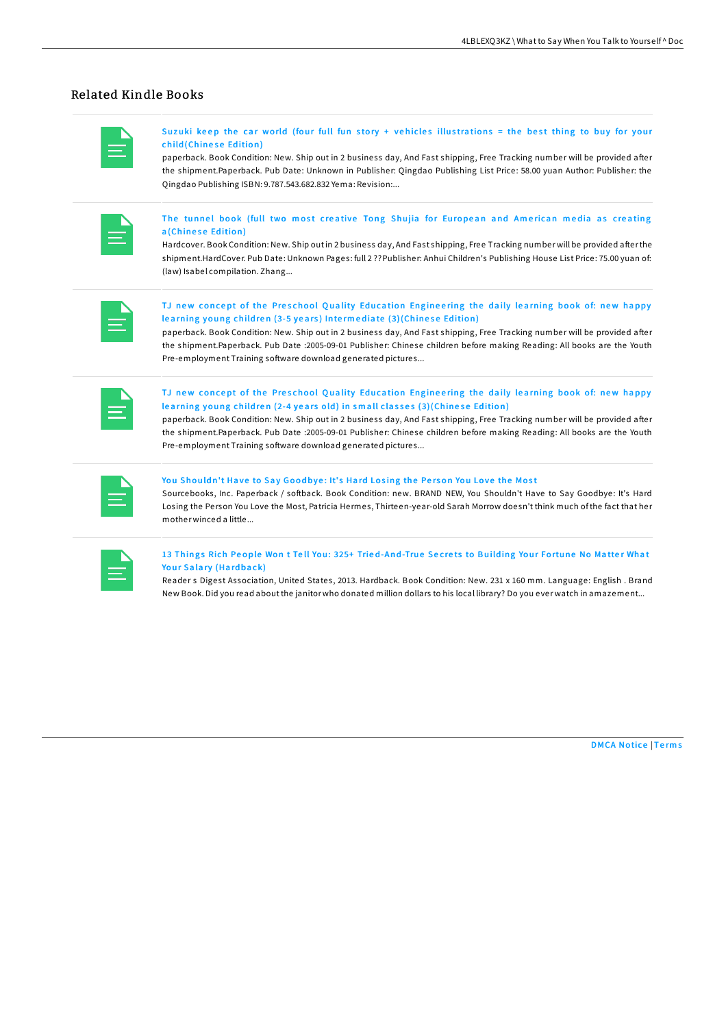## Related Kindle Books

### Suzuki keep the car world (four full fun story + vehicles illustrations = the best thing to buy for your child(Chinese Edition)

paperback. Book Condition: New. Ship out in 2 business day, And Fast shipping, Free Tracking number will be provided after the shipment.Paperback. Pub Date: Unknown in Publisher: Qingdao Publishing List Price: 58.00 yuan Author: Publisher: the Qingdao Publishing ISBN: 9.787.543.682.832 Yema: Revision:...

### The tunnel book (full two most creative Tong Shujia for European and American media as creating a(Chinese Edition)

Hardcover. Book Condition: New. Ship out in 2 business day, And Fast shipping, Free Tracking number will be provided after the shipment.HardCover. Pub Date: Unknown Pages: full 2 ??Publisher: Anhui Children's Publishing House List Price: 75.00 yuan of: (law) Isabel compilation. Zhang...

### TJ new concept of the Preschool Quality Education Engineering the daily learning book of: new happy learning young children (3-5 years) Intermediate (3)(Chinese Edition)

paperback. Book Condition: New. Ship out in 2 business day, And Fast shipping, Free Tracking number will be provided after the shipment.Paperback. Pub Date :2005-09-01 Publisher: Chinese children before making Reading: All books are the Youth Pre-employment Training software download generated pictures...

### TJ new concept of the Preschool Quality Education Engineering the daily learning book of: new happy learning young children (2-4 years old) in small classes (3)(Chinese Edition)

paperback. Book Condition: New. Ship out in 2 business day, And Fast shipping, Free Tracking number will be provided after the shipment.Paperback. Pub Date :2005-09-01 Publisher: Chinese children before making Reading: All books are the Youth Pre-employment Training software download generated pictures...

### You Shouldn't Have to Say Goodbye: It's Hard Losing the Person You Love the Most

Sourcebooks, Inc. Paperback / softback. Book Condition: new. BRAND NEW, You Shouldn't Have to Say Goodbye: It's Hard Losing the Person You Love the Most, Patricia Hermes, Thirteen-year-old Sarah Morrow doesn't think much of the fact that her mother winced a little...

### 13 Things Rich People Won t Tell You: 325+ Tried-And-True Secrets to Building Your Fortune No Matter What Your Salary (Hardback)

Reader s Digest Association, United States, 2013. Hardback. Book Condition: New. 231 x 160 mm. Language: English . Brand New Book. Did you read about the janitor who donated million dollars to his local library? Do you ever watch in amazement...

DMCA Notice | Terms